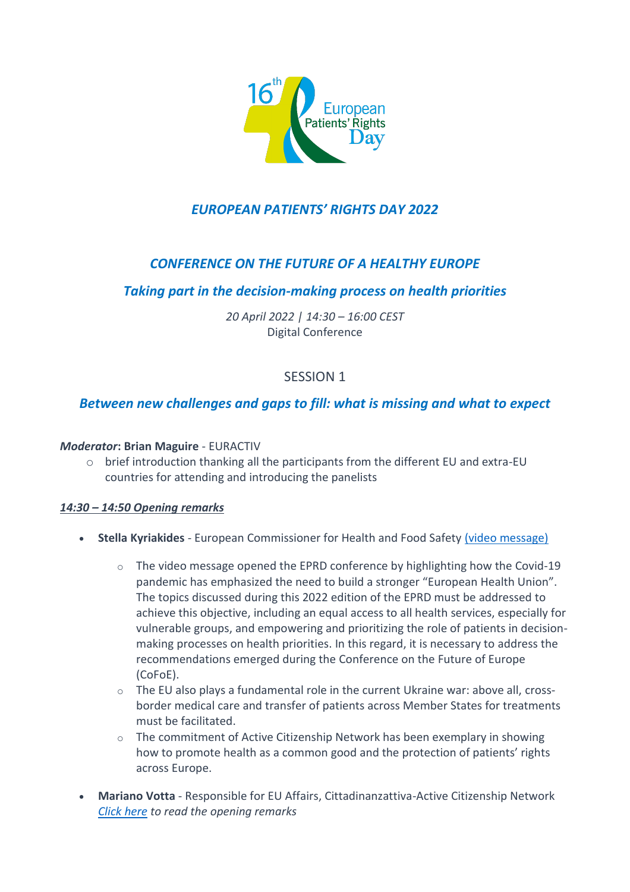# *EUROPEAN PATIENTS' RIGHTS DAY 2022*

## *CONFERENCE ON THE FUTURE OF A HEALTHY EUROPE*

### *Taking part in the decision-making process on health priorities*

*20 April 2022 | 14:30 – 16:00 CEST*
Digital Conference

## SESSION 1

### *Between new challenges and gaps to fill: what is missing and what to expect*

***Moderator*: Brian Maguire** - EURACTIV

- brief introduction thanking all the participants from the different EU and extra-EU countries for attending and introducing the panelists

***14:30 – 14:50 Opening remarks***

- **Stella Kyriakides** - European Commissioner for Health and Food Safety [(video message)]
    - The video message opened the EPRD conference by highlighting how the Covid-19 pandemic has emphasized the need to build a stronger "European Health Union". The topics discussed during this 2022 edition of the EPRD must be addressed to achieve this objective, including an equal access to all health services, especially for vulnerable groups, and empowering and prioritizing the role of patients in decision-making processes on health priorities. In this regard, it is necessary to address the recommendations emerged during the Conference on the Future of Europe (CoFoE).
    - The EU also plays a fundamental role in the current Ukraine war: above all, cross-border medical care and transfer of patients across Member States for treatments must be facilitated.
    - The commitment of Active Citizenship Network has been exemplary in showing how to promote health as a common good and the protection of patients' rights across Europe.
- **Mariano Votta** - Responsible for EU Affairs, Cittadinanzattiva-Active Citizenship Network
  *Click here to read the opening remarks*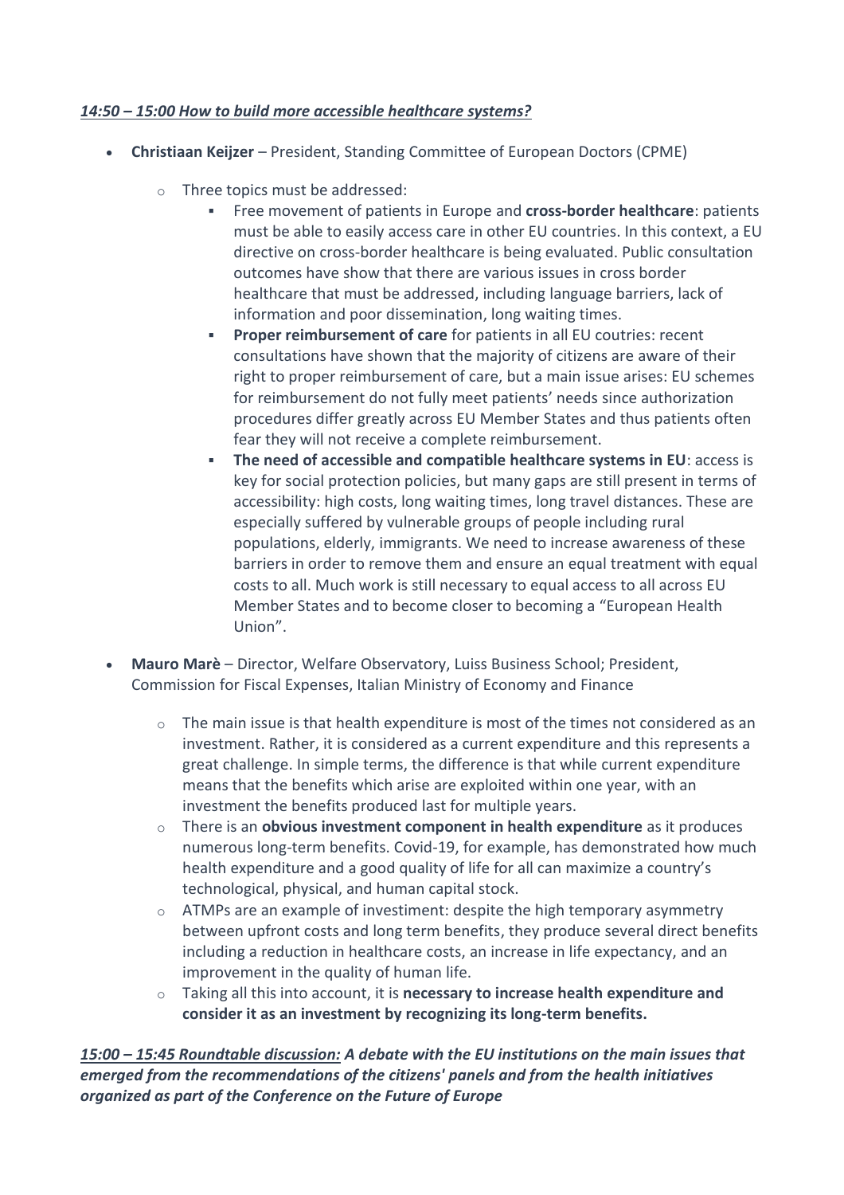***14:50 – 15:00 How to build more accessible healthcare systems?***

- **Christiaan Keijzer** – President, Standing Committee of European Doctors (CPME)
    - Three topics must be addressed:
        - Free movement of patients in Europe and **cross-border healthcare**: patients must be able to easily access care in other EU countries. In this context, a EU directive on cross-border healthcare is being evaluated. Public consultation outcomes have show that there are various issues in cross border healthcare that must be addressed, including language barriers, lack of information and poor dissemination, long waiting times.
        - **Proper reimbursement of care** for patients in all EU coutries: recent consultations have shown that the majority of citizens are aware of their right to proper reimbursement of care, but a main issue arises: EU schemes for reimbursement do not fully meet patients' needs since authorization procedures differ greatly across EU Member States and thus patients often fear they will not receive a complete reimbursement.
        - **The need of accessible and compatible healthcare systems in EU**: access is key for social protection policies, but many gaps are still present in terms of accessibility: high costs, long waiting times, long travel distances. These are especially suffered by vulnerable groups of people including rural populations, elderly, immigrants. We need to increase awareness of these barriers in order to remove them and ensure an equal treatment with equal costs to all. Much work is still necessary to equal access to all across EU Member States and to become closer to becoming a "European Health Union".
- **Mauro Marè** – Director, Welfare Observatory, Luiss Business School; President, Commission for Fiscal Expenses, Italian Ministry of Economy and Finance
    - The main issue is that health expenditure is most of the times not considered as an investment. Rather, it is considered as a current expenditure and this represents a great challenge. In simple terms, the difference is that while current expenditure means that the benefits which arise are exploited within one year, with an investment the benefits produced last for multiple years.
    - There is an **obvious investment component in health expenditure** as it produces numerous long-term benefits. Covid-19, for example, has demonstrated how much health expenditure and a good quality of life for all can maximize a country's technological, physical, and human capital stock.
    - ATMPs are an example of investiment: despite the high temporary asymmetry between upfront costs and long term benefits, they produce several direct benefits including a reduction in healthcare costs, an increase in life expectancy, and an improvement in the quality of human life.
    - Taking all this into account, it is **necessary to increase health expenditure and consider it as an investment by recognizing its long-term benefits.**

***15:00 – 15:45 Roundtable discussion:* *A debate with the EU institutions on the main issues that emerged from the recommendations of the citizens' panels and from the health initiatives organized as part of the Conference on the Future of Europe***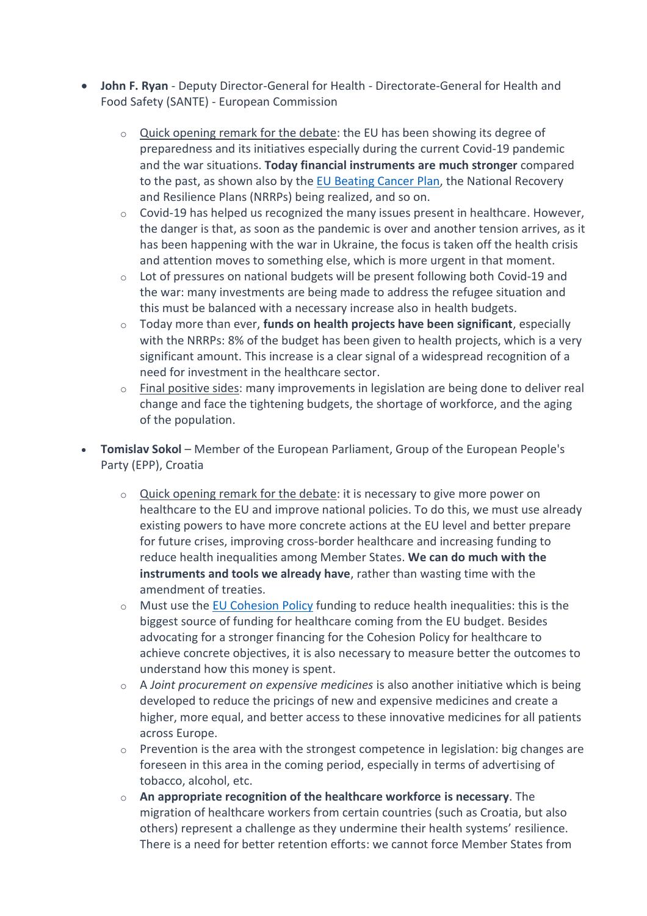- **John F. Ryan** - Deputy Director-General for Health - Directorate-General for Health and Food Safety (SANTE) - European Commission
    - Quick opening remark for the debate: the EU has been showing its degree of preparedness and its initiatives especially during the current Covid-19 pandemic and the war situations. **Today financial instruments are much stronger** compared to the past, as shown also by the EU Beating Cancer Plan, the National Recovery and Resilience Plans (NRRPs) being realized, and so on.
    - Covid-19 has helped us recognized the many issues present in healthcare. However, the danger is that, as soon as the pandemic is over and another tension arrives, as it has been happening with the war in Ukraine, the focus is taken off the health crisis and attention moves to something else, which is more urgent in that moment.
    - Lot of pressures on national budgets will be present following both Covid-19 and the war: many investments are being made to address the refugee situation and this must be balanced with a necessary increase also in health budgets.
    - Today more than ever, **funds on health projects have been significant**, especially with the NRRPs: 8% of the budget has been given to health projects, which is a very significant amount. This increase is a clear signal of a widespread recognition of a need for investment in the healthcare sector.
    - Final positive sides: many improvements in legislation are being done to deliver real change and face the tightening budgets, the shortage of workforce, and the aging of the population.

- **Tomislav Sokol** – Member of the European Parliament, Group of the European People's Party (EPP), Croatia
    - Quick opening remark for the debate: it is necessary to give more power on healthcare to the EU and improve national policies. To do this, we must use already existing powers to have more concrete actions at the EU level and better prepare for future crises, improving cross-border healthcare and increasing funding to reduce health inequalities among Member States. **We can do much with the instruments and tools we already have**, rather than wasting time with the amendment of treaties.
    - Must use the EU Cohesion Policy funding to reduce health inequalities: this is the biggest source of funding for healthcare coming from the EU budget. Besides advocating for a stronger financing for the Cohesion Policy for healthcare to achieve concrete objectives, it is also necessary to measure better the outcomes to understand how this money is spent.
    - A *Joint procurement on expensive medicines* is also another initiative which is being developed to reduce the pricings of new and expensive medicines and create a higher, more equal, and better access to these innovative medicines for all patients across Europe.
    - Prevention is the area with the strongest competence in legislation: big changes are foreseen in this area in the coming period, especially in terms of advertising of tobacco, alcohol, etc.
    - **An appropriate recognition of the healthcare workforce is necessary**. The migration of healthcare workers from certain countries (such as Croatia, but also others) represent a challenge as they undermine their health systems' resilience. There is a need for better retention efforts: we cannot force Member States from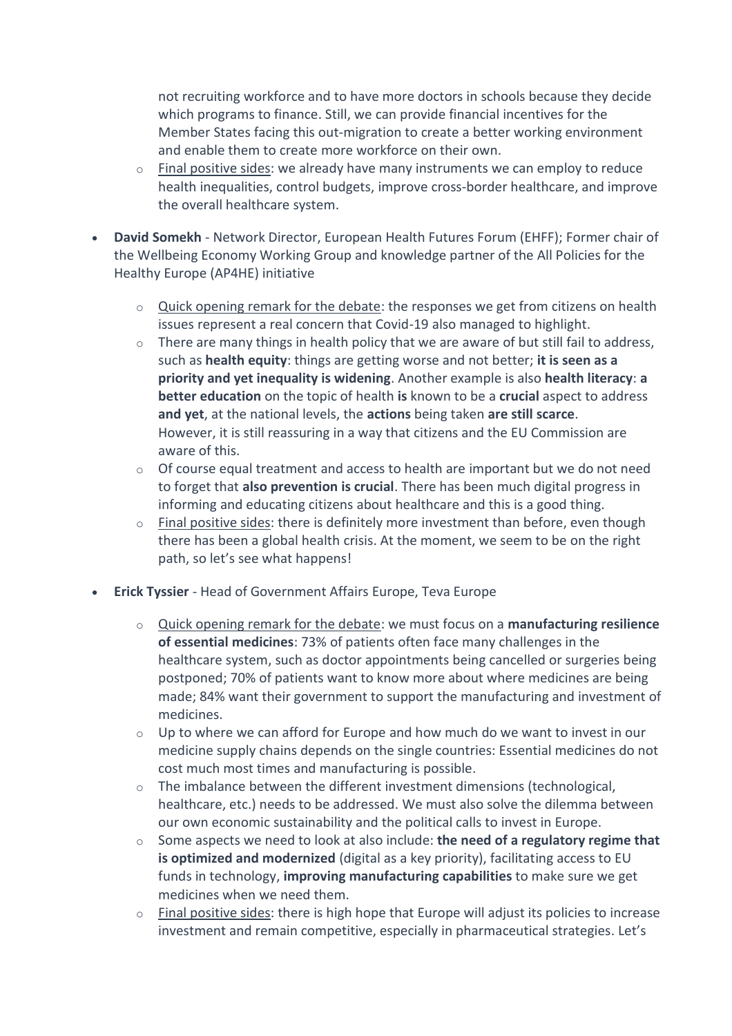not recruiting workforce and to have more doctors in schools because they decide which programs to finance. Still, we can provide financial incentives for the Member States facing this out-migration to create a better working environment and enable them to create more workforce on their own.

  - Final positive sides: we already have many instruments we can employ to reduce health inequalities, control budgets, improve cross-border healthcare, and improve the overall healthcare system.

- **David Somekh** - Network Director, European Health Futures Forum (EHFF); Former chair of the Wellbeing Economy Working Group and knowledge partner of the All Policies for the Healthy Europe (AP4HE) initiative

  - Quick opening remark for the debate: the responses we get from citizens on health issues represent a real concern that Covid-19 also managed to highlight.
  - There are many things in health policy that we are aware of but still fail to address, such as **health equity**: things are getting worse and not better; **it is seen as a priority and yet inequality is widening**. Another example is also **health literacy**: **a better education** on the topic of health **is** known to be a **crucial** aspect to address **and yet**, at the national levels, the **actions** being taken **are still scarce**. However, it is still reassuring in a way that citizens and the EU Commission are aware of this.
  - Of course equal treatment and access to health are important but we do not need to forget that **also prevention is crucial**. There has been much digital progress in informing and educating citizens about healthcare and this is a good thing.
  - Final positive sides: there is definitely more investment than before, even though there has been a global health crisis. At the moment, we seem to be on the right path, so let's see what happens!

- **Erick Tyssier** - Head of Government Affairs Europe, Teva Europe

  - Quick opening remark for the debate: we must focus on a **manufacturing resilience of essential medicines**: 73% of patients often face many challenges in the healthcare system, such as doctor appointments being cancelled or surgeries being postponed; 70% of patients want to know more about where medicines are being made; 84% want their government to support the manufacturing and investment of medicines.
  - Up to where we can afford for Europe and how much do we want to invest in our medicine supply chains depends on the single countries: Essential medicines do not cost much most times and manufacturing is possible.
  - The imbalance between the different investment dimensions (technological, healthcare, etc.) needs to be addressed. We must also solve the dilemma between our own economic sustainability and the political calls to invest in Europe.
  - Some aspects we need to look at also include: **the need of a regulatory regime that is optimized and modernized** (digital as a key priority), facilitating access to EU funds in technology, **improving manufacturing capabilities** to make sure we get medicines when we need them.
  - Final positive sides: there is high hope that Europe will adjust its policies to increase investment and remain competitive, especially in pharmaceutical strategies. Let's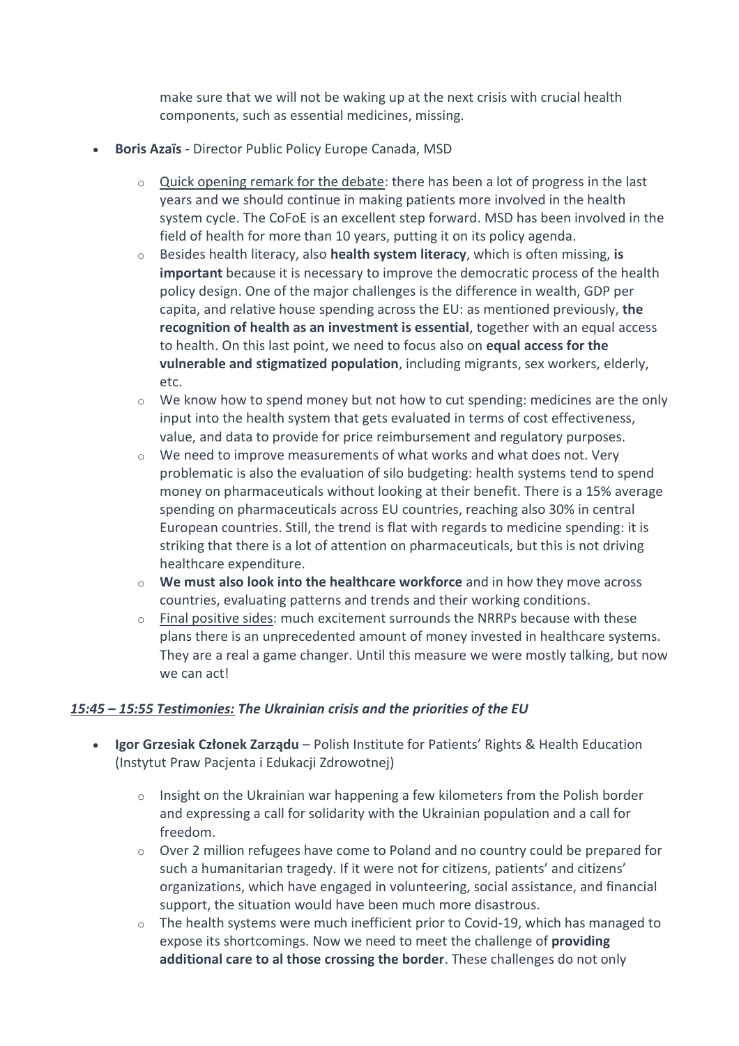make sure that we will not be waking up at the next crisis with crucial health components, such as essential medicines, missing.

- **Boris Azaïs** - Director Public Policy Europe Canada, MSD
  - Quick opening remark for the debate: there has been a lot of progress in the last years and we should continue in making patients more involved in the health system cycle. The CoFoE is an excellent step forward. MSD has been involved in the field of health for more than 10 years, putting it on its policy agenda.
  - Besides health literacy, also **health system literacy**, which is often missing, **is important** because it is necessary to improve the democratic process of the health policy design. One of the major challenges is the difference in wealth, GDP per capita, and relative house spending across the EU: as mentioned previously, **the recognition of health as an investment is essential**, together with an equal access to health. On this last point, we need to focus also on **equal access for the vulnerable and stigmatized population**, including migrants, sex workers, elderly, etc.
  - We know how to spend money but not how to cut spending: medicines are the only input into the health system that gets evaluated in terms of cost effectiveness, value, and data to provide for price reimbursement and regulatory purposes.
  - We need to improve measurements of what works and what does not. Very problematic is also the evaluation of silo budgeting: health systems tend to spend money on pharmaceuticals without looking at their benefit. There is a 15% average spending on pharmaceuticals across EU countries, reaching also 30% in central European countries. Still, the trend is flat with regards to medicine spending: it is striking that there is a lot of attention on pharmaceuticals, but this is not driving healthcare expenditure.
  - **We must also look into the healthcare workforce** and in how they move across countries, evaluating patterns and trends and their working conditions.
  - Final positive sides: much excitement surrounds the NRRPs because with these plans there is an unprecedented amount of money invested in healthcare systems. They are a real a game changer. Until this measure we were mostly talking, but now we can act!

***15:45 – 15:55 Testimonies: The Ukrainian crisis and the priorities of the EU***

- **Igor Grzesiak Członek Zarządu** – Polish Institute for Patients' Rights & Health Education (Instytut Praw Pacjenta i Edukacji Zdrowotnej)
  - Insight on the Ukrainian war happening a few kilometers from the Polish border and expressing a call for solidarity with the Ukrainian population and a call for freedom.
  - Over 2 million refugees have come to Poland and no country could be prepared for such a humanitarian tragedy. If it were not for citizens, patients' and citizens' organizations, which have engaged in volunteering, social assistance, and financial support, the situation would have been much more disastrous.
  - The health systems were much inefficient prior to Covid-19, which has managed to expose its shortcomings. Now we need to meet the challenge of **providing additional care to al those crossing the border**. These challenges do not only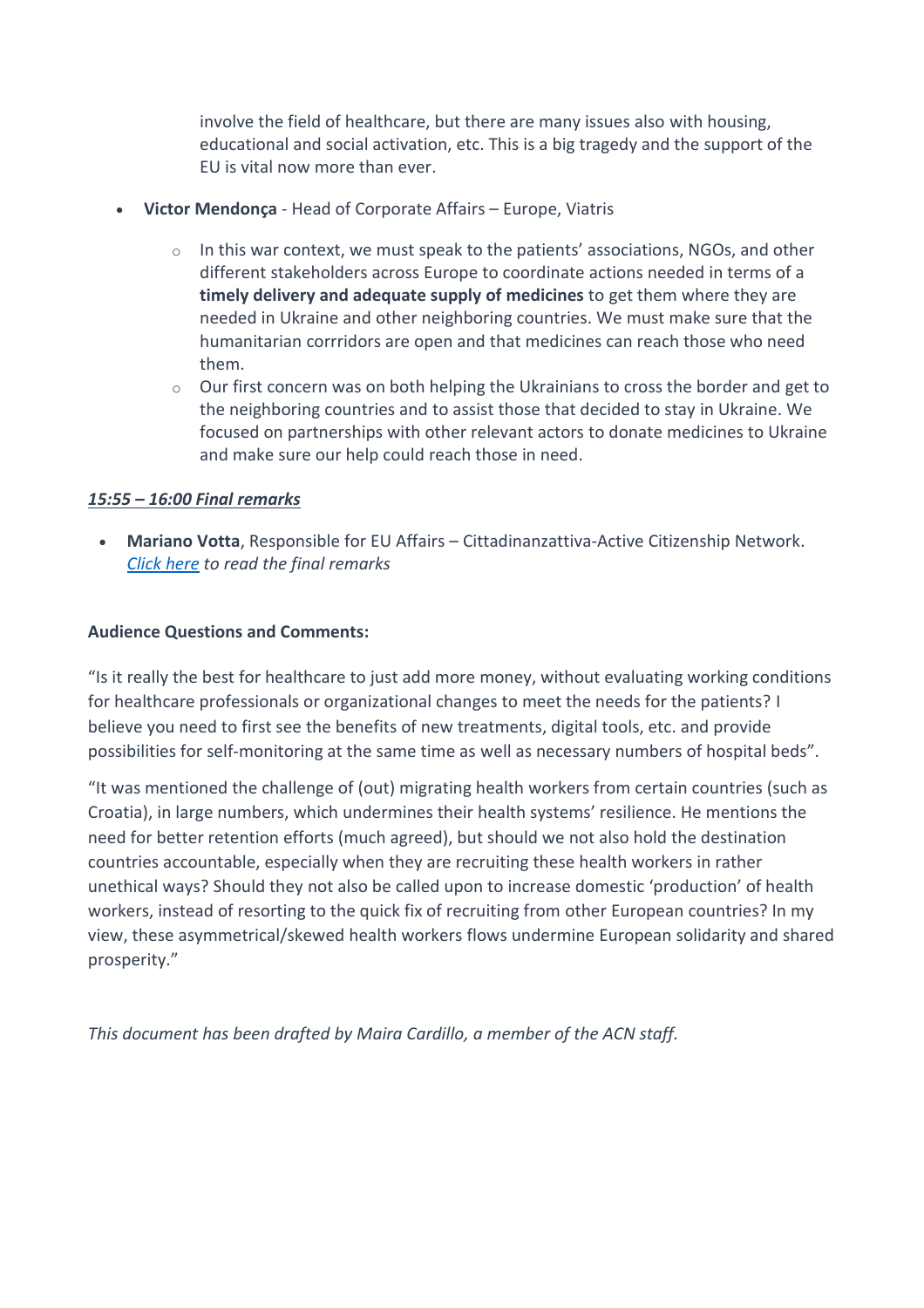involve the field of healthcare, but there are many issues also with housing, educational and social activation, etc. This is a big tragedy and the support of the EU is vital now more than ever.

- **Victor Mendonça** - Head of Corporate Affairs – Europe, Viatris
  - In this war context, we must speak to the patients' associations, NGOs, and other different stakeholders across Europe to coordinate actions needed in terms of a **timely delivery and adequate supply of medicines** to get them where they are needed in Ukraine and other neighboring countries. We must make sure that the humanitarian corrridors are open and that medicines can reach those who need them.
  - Our first concern was on both helping the Ukrainians to cross the border and get to the neighboring countries and to assist those that decided to stay in Ukraine. We focused on partnerships with other relevant actors to donate medicines to Ukraine and make sure our help could reach those in need.

***<u>15:55 – 16:00 Final remarks</u>***

- **Mariano Votta**, Responsible for EU Affairs – Cittadinanzattiva-Active Citizenship Network. *<u>Click here</u> to read the final remarks*

**Audience Questions and Comments:**

"Is it really the best for healthcare to just add more money, without evaluating working conditions for healthcare professionals or organizational changes to meet the needs for the patients? I believe you need to first see the benefits of new treatments, digital tools, etc. and provide possibilities for self-monitoring at the same time as well as necessary numbers of hospital beds".

"It was mentioned the challenge of (out) migrating health workers from certain countries (such as Croatia), in large numbers, which undermines their health systems' resilience. He mentions the need for better retention efforts (much agreed), but should we not also hold the destination countries accountable, especially when they are recruiting these health workers in rather unethical ways? Should they not also be called upon to increase domestic 'production' of health workers, instead of resorting to the quick fix of recruiting from other European countries? In my view, these asymmetrical/skewed health workers flows undermine European solidarity and shared prosperity."

*This document has been drafted by Maira Cardillo, a member of the ACN staff.*